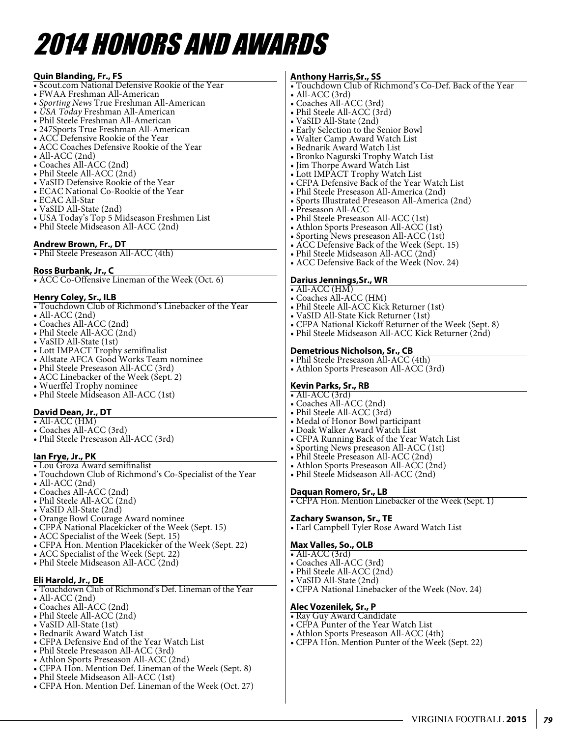# 2014 HONORS AND AWARDS

**Quin Blanding, Fr., FS**
- Scout.com National Defensive Rookie of the Year
- FWAA Freshman All-American
- *Sporting News* True Freshman All-American
- *USA Today* Freshman All-American
- Phil Steele Freshman All-American
- 247Sports True Freshman All-American
- ACC Defensive Rookie of the Year
- ACC Coaches Defensive Rookie of the Year
- All-ACC (2nd)
- Coaches All-ACC (2nd)
- Phil Steele All-ACC (2nd)
- VaSID Defensive Rookie of the Year
- ECAC National Co-Rookie of the Year
- ECAC All-Star
- VaSID All-State (2nd)
- USA Today's Top 5 Midseason Freshmen List
- Phil Steele Midseason All-ACC (2nd)

**Andrew Brown, Fr., DT**
- Phil Steele Preseason All-ACC (4th)

**Ross Burbank, Jr., C**
- ACC Co-Offensive Lineman of the Week (Oct. 6)

**Henry Coley, Sr., ILB**
- Touchdown Club of Richmond's Linebacker of the Year
- All-ACC (2nd)
- Coaches All-ACC (2nd)
- Phil Steele All-ACC (2nd)
- VaSID All-State (1st)
- Lott IMPACT Trophy semifinalist
- Allstate AFCA Good Works Team nominee
- Phil Steele Preseason All-ACC (3rd)
- ACC Linebacker of the Week (Sept. 2)
- Wuerffel Trophy nominee
- Phil Steele Midseason All-ACC (1st)

**David Dean, Jr., DT**
- All-ACC (HM)
- Coaches All-ACC (3rd)
- Phil Steele Preseason All-ACC (3rd)

**Ian Frye, Jr., PK**
- Lou Groza Award semifinalist
- Touchdown Club of Richmond's Co-Specialist of the Year
- All-ACC (2nd)
- Coaches All-ACC (2nd)
- Phil Steele All-ACC (2nd)
- VaSID All-State (2nd)
- Orange Bowl Courage Award nominee
- CFPA National Placekicker of the Week (Sept. 15)
- ACC Specialist of the Week (Sept. 15)
- CFPA Hon. Mention Placekicker of the Week (Sept. 22)
- ACC Specialist of the Week (Sept. 22)
- Phil Steele Midseason All-ACC (2nd)

**Eli Harold, Jr., DE**
- Touchdown Club of Richmond's Def. Lineman of the Year
- All-ACC (2nd)
- Coaches All-ACC (2nd)
- Phil Steele All-ACC (2nd)
- VaSID All-State (1st)
- Bednarik Award Watch List
- CFPA Defensive End of the Year Watch List
- Phil Steele Preseason All-ACC (3rd)
- Athlon Sports Preseason All-ACC (2nd)
- CFPA Hon. Mention Def. Lineman of the Week (Sept. 8)
- Phil Steele Midseason All-ACC (1st)
- CFPA Hon. Mention Def. Lineman of the Week (Oct. 27)

**Anthony Harris,Sr., SS**
- Touchdown Club of Richmond's Co-Def. Back of the Year
- All-ACC (3rd)
- Coaches All-ACC (3rd)
- Phil Steele All-ACC (3rd)
- VaSID All-State (2nd)
- Early Selection to the Senior Bowl
- Walter Camp Award Watch List
- Bednarik Award Watch List
- Bronko Nagurski Trophy Watch List
- Jim Thorpe Award Watch List
- Lott IMPACT Trophy Watch List
- CFPA Defensive Back of the Year Watch List
- Phil Steele Preseason All-America (2nd)
- Sports Illustrated Preseason All-America (2nd)
- Preseason All-ACC
- Phil Steele Preseason All-ACC (1st)
- Athlon Sports Preseason All-ACC (1st)
- Sporting News preseason All-ACC (1st)
- ACC Defensive Back of the Week (Sept. 15)
- Phil Steele Midseason All-ACC (2nd)
- ACC Defensive Back of the Week (Nov. 24)

**Darius Jennings,Sr., WR**
- All-ACC (HM)
- Coaches All-ACC (HM)
- Phil Steele All-ACC Kick Returner (1st)
- VaSID All-State Kick Returner (1st)
- CFPA National Kickoff Returner of the Week (Sept. 8)
- Phil Steele Midseason All-ACC Kick Returner (2nd)

**Demetrious Nicholson, Sr., CB**
- Phil Steele Preseason All-ACC (4th)
- Athlon Sports Preseason All-ACC (3rd)

**Kevin Parks, Sr., RB**
- All-ACC (3rd)
- Coaches All-ACC (2nd)
- Phil Steele All-ACC (3rd)
- Medal of Honor Bowl participant
- Doak Walker Award Watch List
- CFPA Running Back of the Year Watch List
- Sporting News preseason All-ACC (1st)
- Phil Steele Preseason All-ACC (2nd)
- Athlon Sports Preseason All-ACC (2nd)
- Phil Steele Midseason All-ACC (2nd)

**Daquan Romero, Sr., LB**
- CFPA Hon. Mention Linebacker of the Week (Sept. 1)

**Zachary Swanson, Sr., TE**
- Earl Campbell Tyler Rose Award Watch List

**Max Valles, So., OLB**
- All-ACC (3rd)
- Coaches All-ACC (3rd)
- Phil Steele All-ACC (2nd)
- VaSID All-State (2nd)
- CFPA National Linebacker of the Week (Nov. 24)

**Alec Vozenilek, Sr., P**
- Ray Guy Award Candidate
- CFPA Punter of the Year Watch List
- Athlon Sports Preseason All-ACC (4th)
- CFPA Hon. Mention Punter of the Week (Sept. 22)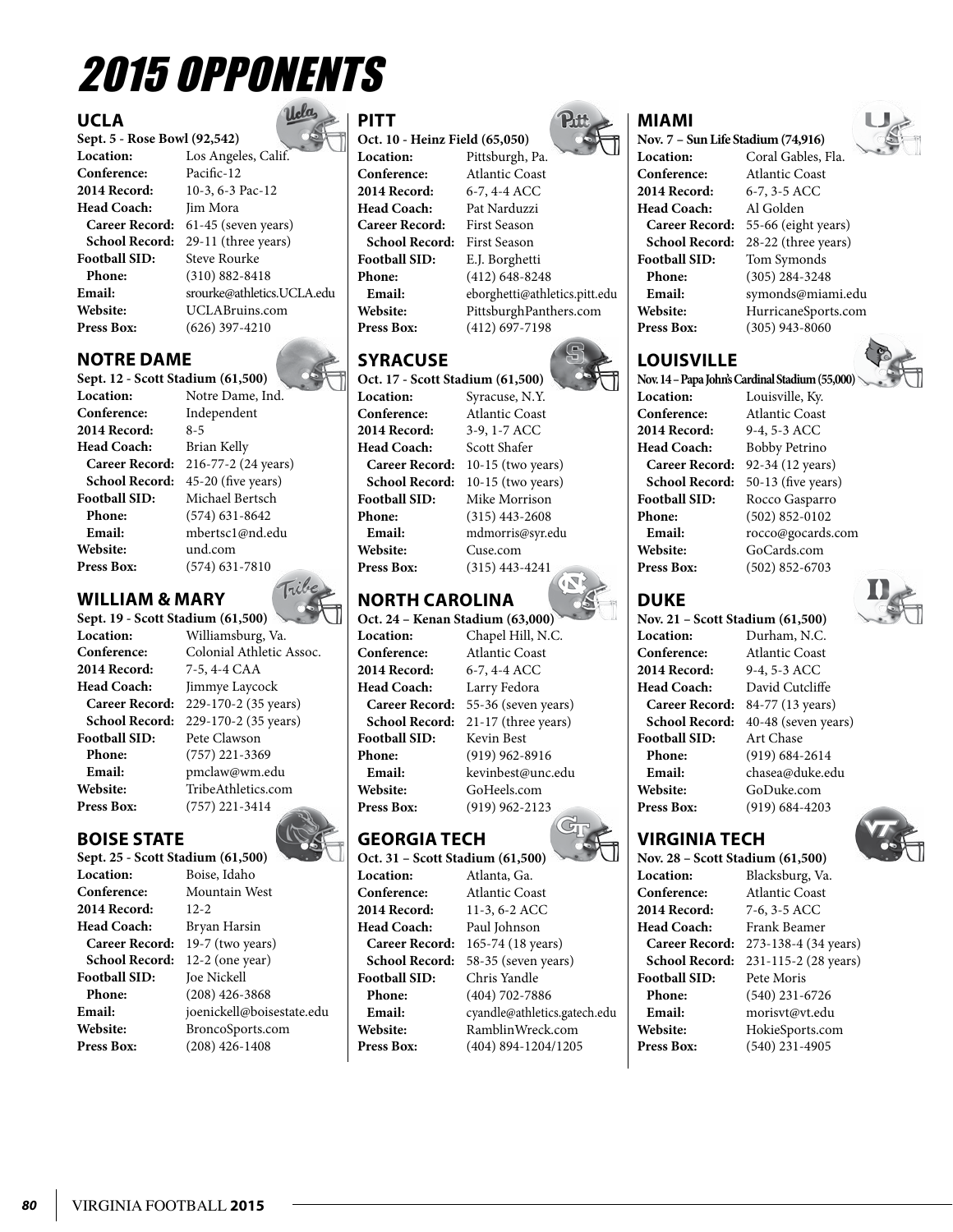# 2015 OPPONENTS

## UCLA

**Sept. 5 - Rose Bowl (92,542)**

**Location:** Los Angeles, Calif.
**Conference:** Pacific-12
**2014 Record:** 10-3, 6-3 Pac-12
**Head Coach:** Jim Mora
**Career Record:** 61-45 (seven years)
**School Record:** 29-11 (three years)
**Football SID:** Steve Rourke
**Phone:** (310) 882-8418
**Email:** srourke@athletics.UCLA.edu
**Website:** UCLABruins.com
**Press Box:** (626) 397-4210

## NOTRE DAME

**Sept. 12 - Scott Stadium (61,500)**

**Location:** Notre Dame, Ind.
**Conference:** Independent
**2014 Record:** 8-5
**Head Coach:** Brian Kelly
**Career Record:** 216-77-2 (24 years)
**School Record:** 45-20 (five years)
**Football SID:** Michael Bertsch
**Phone:** (574) 631-8642
**Email:** mbertsc1@nd.edu
**Website:** und.com
**Press Box:** (574) 631-7810

## WILLIAM & MARY

**Sept. 19 - Scott Stadium (61,500)**

**Location:** Williamsburg, Va.
**Conference:** Colonial Athletic Assoc.
**2014 Record:** 7-5, 4-4 CAA
**Head Coach:** Jimmye Laycock
**Career Record:** 229-170-2 (35 years)
**School Record:** 229-170-2 (35 years)
**Football SID:** Pete Clawson
**Phone:** (757) 221-3369
**Email:** pmclaw@wm.edu
**Website:** TribeAthletics.com
**Press Box:** (757) 221-3414

## BOISE STATE

**Sept. 25 - Scott Stadium (61,500)**

**Location:** Boise, Idaho
**Conference:** Mountain West
**2014 Record:** 12-2
**Head Coach:** Bryan Harsin
**Career Record:** 19-7 (two years)
**School Record:** 12-2 (one year)
**Football SID:** Joe Nickell
**Phone:** (208) 426-3868
**Email:** joenickell@boisestate.edu
**Website:** BroncoSports.com
**Press Box:** (208) 426-1408

## PITT

**Oct. 10 - Heinz Field (65,050)**

**Location:** Pittsburgh, Pa.
**Conference:** Atlantic Coast
**2014 Record:** 6-7, 4-4 ACC
**Head Coach:** Pat Narduzzi
**Career Record:** First Season
**School Record:** First Season
**Football SID:** E.J. Borghetti
**Phone:** (412) 648-8248
**Email:** eborghetti@athletics.pitt.edu
**Website:** PittsburghPanthers.com
**Press Box:** (412) 697-7198

## SYRACUSE

**Oct. 17 - Scott Stadium (61,500)**

**Location:** Syracuse, N.Y.
**Conference:** Atlantic Coast
**2014 Record:** 3-9, 1-7 ACC
**Head Coach:** Scott Shafer
**Career Record:** 10-15 (two years)
**School Record:** 10-15 (two years)
**Football SID:** Mike Morrison
**Phone:** (315) 443-2608
**Email:** mdmorris@syr.edu
**Website:** Cuse.com
**Press Box:** (315) 443-4241

## NORTH CAROLINA

**Oct. 24 – Kenan Stadium (63,000)**

**Location:** Chapel Hill, N.C.
**Conference:** Atlantic Coast
**2014 Record:** 6-7, 4-4 ACC
**Head Coach:** Larry Fedora
**Career Record:** 55-36 (seven years)
**School Record:** 21-17 (three years)
**Football SID:** Kevin Best
**Phone:** (919) 962-8916
**Email:** kevinbest@unc.edu
**Website:** GoHeels.com
**Press Box:** (919) 962-2123

## GEORGIA TECH

**Oct. 31 – Scott Stadium (61,500)**

**Location:** Atlanta, Ga.
**Conference:** Atlantic Coast
**2014 Record:** 11-3, 6-2 ACC
**Head Coach:** Paul Johnson
**Career Record:** 165-74 (18 years)
**School Record:** 58-35 (seven years)
**Football SID:** Chris Yandle
**Phone:** (404) 702-7886
**Email:** cyandle@athletics.gatech.edu
**Website:** RamblinWreck.com
**Press Box:** (404) 894-1204/1205

## MIAMI

**Nov. 7 – Sun Life Stadium (74,916)**

**Location:** Coral Gables, Fla.
**Conference:** Atlantic Coast
**2014 Record:** 6-7, 3-5 ACC
**Head Coach:** Al Golden
**Career Record:** 55-66 (eight years)
**School Record:** 28-22 (three years)
**Football SID:** Tom Symonds
**Phone:** (305) 284-3248
**Email:** symonds@miami.edu
**Website:** HurricaneSports.com
**Press Box:** (305) 943-8060

## LOUISVILLE

**Nov. 14 – Papa John's Cardinal Stadium (55,000)**

**Location:** Louisville, Ky.
**Conference:** Atlantic Coast
**2014 Record:** 9-4, 5-3 ACC
**Head Coach:** Bobby Petrino
**Career Record:** 92-34 (12 years)
**School Record:** 50-13 (five years)
**Football SID:** Rocco Gasparro
**Phone:** (502) 852-0102
**Email:** rocco@gocards.com
**Website:** GoCards.com
**Press Box:** (502) 852-6703

## DUKE

**Nov. 21 – Scott Stadium (61,500)**

**Location:** Durham, N.C.
**Conference:** Atlantic Coast
**2014 Record:** 9-4, 5-3 ACC
**Head Coach:** David Cutcliffe
**Career Record:** 84-77 (13 years)
**School Record:** 40-48 (seven years)
**Football SID:** Art Chase
**Phone:** (919) 684-2614
**Email:** chasea@duke.edu
**Website:** GoDuke.com
**Press Box:** (919) 684-4203

## VIRGINIA TECH

**Nov. 28 – Scott Stadium (61,500)**

**Location:** Blacksburg, Va.
**Conference:** Atlantic Coast
**2014 Record:** 7-6, 3-5 ACC
**Head Coach:** Frank Beamer
**Career Record:** 273-138-4 (34 years)
**School Record:** 231-115-2 (28 years)
**Football SID:** Pete Moris
**Phone:** (540) 231-6726
**Email:** morisvt@vt.edu
**Website:** HokieSports.com
**Press Box:** (540) 231-4905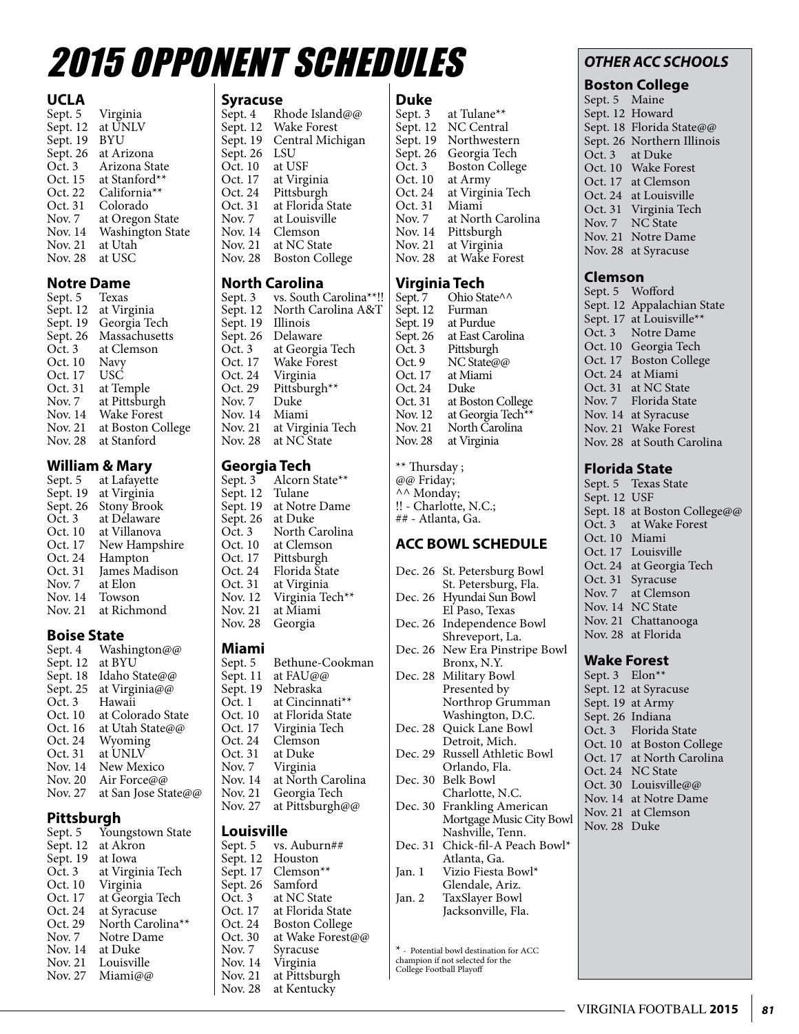# 2015 OPPONENT SCHEDULES

## UCLA

| | |
|---|---|
| Sept. 5 | Virginia |
| Sept. 12 | at UNLV |
| Sept. 19 | BYU |
| Sept. 26 | at Arizona |
| Oct. 3 | Arizona State |
| Oct. 15 | at Stanford** |
| Oct. 22 | California** |
| Oct. 31 | Colorado |
| Nov. 7 | at Oregon State |
| Nov. 14 | Washington State |
| Nov. 21 | at Utah |
| Nov. 28 | at USC |

## Notre Dame

| | |
|---|---|
| Sept. 5 | Texas |
| Sept. 12 | at Virginia |
| Sept. 19 | Georgia Tech |
| Sept. 26 | Massachusetts |
| Oct. 3 | at Clemson |
| Oct. 10 | Navy |
| Oct. 17 | USC |
| Oct. 31 | at Temple |
| Nov. 7 | at Pittsburgh |
| Nov. 14 | Wake Forest |
| Nov. 21 | at Boston College |
| Nov. 28 | at Stanford |

## William & Mary

| | |
|---|---|
| Sept. 5 | at Lafayette |
| Sept. 19 | at Virginia |
| Sept. 26 | Stony Brook |
| Oct. 3 | at Delaware |
| Oct. 10 | at Villanova |
| Oct. 17 | New Hampshire |
| Oct. 24 | Hampton |
| Oct. 31 | James Madison |
| Nov. 7 | at Elon |
| Nov. 14 | Towson |
| Nov. 21 | at Richmond |

## Boise State

| | |
|---|---|
| Sept. 4 | Washington@@ |
| Sept. 12 | at BYU |
| Sept. 18 | Idaho State@@ |
| Sept. 25 | at Virginia@@ |
| Oct. 3 | Hawaii |
| Oct. 10 | at Colorado State |
| Oct. 16 | at Utah State@@ |
| Oct. 24 | Wyoming |
| Oct. 31 | at UNLV |
| Nov. 14 | New Mexico |
| Nov. 20 | Air Force@@ |
| Nov. 27 | at San Jose State@@ |

## Pittsburgh

| | |
|---|---|
| Sept. 5 | Youngstown State |
| Sept. 12 | at Akron |
| Sept. 19 | at Iowa |
| Oct. 3 | at Virginia Tech |
| Oct. 10 | Virginia |
| Oct. 17 | at Georgia Tech |
| Oct. 24 | at Syracuse |
| Oct. 29 | North Carolina** |
| Nov. 7 | Notre Dame |
| Nov. 14 | at Duke |
| Nov. 21 | Louisville |
| Nov. 27 | Miami@@ |

## Syracuse

| | |
|---|---|
| Sept. 4 | Rhode Island@@ |
| Sept. 12 | Wake Forest |
| Sept. 19 | Central Michigan |
| Sept. 26 | LSU |
| Oct. 10 | at USF |
| Oct. 17 | at Virginia |
| Oct. 24 | Pittsburgh |
| Oct. 31 | at Florida State |
| Nov. 7 | at Louisville |
| Nov. 14 | Clemson |
| Nov. 21 | at NC State |
| Nov. 28 | Boston College |

## North Carolina

| | |
|---|---|
| Sept. 3 | vs. South Carolina**!! |
| Sept. 12 | North Carolina A&T |
| Sept. 19 | Illinois |
| Sept. 26 | Delaware |
| Oct. 3 | at Georgia Tech |
| Oct. 17 | Wake Forest |
| Oct. 24 | Virginia |
| Oct. 29 | Pittsburgh** |
| Nov. 7 | Duke |
| Nov. 14 | Miami |
| Nov. 21 | at Virginia Tech |
| Nov. 28 | at NC State |

## Georgia Tech

| | |
|---|---|
| Sept. 3 | Alcorn State** |
| Sept. 12 | Tulane |
| Sept. 19 | at Notre Dame |
| Sept. 26 | at Duke |
| Oct. 3 | North Carolina |
| Oct. 10 | at Clemson |
| Oct. 17 | Pittsburgh |
| Oct. 24 | Florida State |
| Oct. 31 | at Virginia |
| Nov. 12 | Virginia Tech** |
| Nov. 21 | at Miami |
| Nov. 28 | Georgia |

## Miami

| | |
|---|---|
| Sept. 5 | Bethune-Cookman |
| Sept. 11 | at FAU@@ |
| Sept. 19 | Nebraska |
| Oct. 1 | at Cincinnati** |
| Oct. 10 | at Florida State |
| Oct. 17 | Virginia Tech |
| Oct. 24 | Clemson |
| Oct. 31 | at Duke |
| Nov. 7 | Virginia |
| Nov. 14 | at North Carolina |
| Nov. 21 | Georgia Tech |
| Nov. 27 | at Pittsburgh@@ |

## Louisville

| | |
|---|---|
| Sept. 5 | vs. Auburn## |
| Sept. 12 | Houston |
| Sept. 17 | Clemson** |
| Sept. 26 | Samford |
| Oct. 3 | at NC State |
| Oct. 17 | at Florida State |
| Oct. 24 | Boston College |
| Oct. 30 | at Wake Forest@@ |
| Nov. 7 | Syracuse |
| Nov. 14 | Virginia |
| Nov. 21 | at Pittsburgh |
| Nov. 28 | at Kentucky |

## Duke

| | |
|---|---|
| Sept. 3 | at Tulane** |
| Sept. 12 | NC Central |
| Sept. 19 | Northwestern |
| Sept. 26 | Georgia Tech |
| Oct. 3 | Boston College |
| Oct. 10 | at Army |
| Oct. 24 | at Virginia Tech |
| Oct. 31 | Miami |
| Nov. 7 | at North Carolina |
| Nov. 14 | Pittsburgh |
| Nov. 21 | at Virginia |
| Nov. 28 | at Wake Forest |

## Virginia Tech

| | |
|---|---|
| Sept. 7 | Ohio State^^ |
| Sept. 12 | Furman |
| Sept. 19 | at Purdue |
| Sept. 26 | at East Carolina |
| Oct. 3 | Pittsburgh |
| Oct. 9 | NC State@@ |
| Oct. 17 | at Miami |
| Oct. 24 | Duke |
| Oct. 31 | at Boston College |
| Nov. 12 | at Georgia Tech** |
| Nov. 21 | North Carolina |
| Nov. 28 | at Virginia |

** Thursday ;
@@ Friday;
^^ Monday;
!! - Charlotte, N.C.;
## - Atlanta, Ga.

## ACC BOWL SCHEDULE

| | |
|---|---|
| Dec. 26 | St. Petersburg Bowl<br>St. Petersburg, Fla. |
| Dec. 26 | Hyundai Sun Bowl<br>El Paso, Texas |
| Dec. 26 | Independence Bowl<br>Shreveport, La. |
| Dec. 26 | New Era Pinstripe Bowl<br>Bronx, N.Y. |
| Dec. 28 | Military Bowl<br>Presented by<br>Northrop Grumman<br>Washington, D.C. |
| Dec. 28 | Quick Lane Bowl<br>Detroit, Mich. |
| Dec. 29 | Russell Athletic Bowl<br>Orlando, Fla. |
| Dec. 30 | Belk Bowl<br>Charlotte, N.C. |
| Dec. 30 | Frankling American<br>Mortgage Music City Bowl<br>Nashville, Tenn. |
| Dec. 31 | Chick-fil-A Peach Bowl*<br>Atlanta, Ga. |
| Jan. 1 | Vizio Fiesta Bowl*<br>Glendale, Ariz. |
| Jan. 2 | TaxSlayer Bowl<br>Jacksonville, Fla. |

* - Potential bowl destination for ACC champion if not selected for the College Football Playoff

## OTHER ACC SCHOOLS

### Boston College

| | |
|---|---|
| Sept. 5 | Maine |
| Sept. 12 | Howard |
| Sept. 18 | Florida State@@ |
| Sept. 26 | Northern Illinois |
| Oct. 3 | at Duke |
| Oct. 10 | Wake Forest |
| Oct. 17 | at Clemson |
| Oct. 24 | at Louisville |
| Oct. 31 | Virginia Tech |
| Nov. 7 | NC State |
| Nov. 21 | Notre Dame |
| Nov. 28 | at Syracuse |

### Clemson

| | |
|---|---|
| Sept. 5 | Wofford |
| Sept. 12 | Appalachian State |
| Sept. 17 | at Louisville** |
| Oct. 3 | Notre Dame |
| Oct. 10 | Georgia Tech |
| Oct. 17 | Boston College |
| Oct. 24 | at Miami |
| Oct. 31 | at NC State |
| Nov. 7 | Florida State |
| Nov. 14 | at Syracuse |
| Nov. 21 | Wake Forest |
| Nov. 28 | at South Carolina |

### Florida State

| | |
|---|---|
| Sept. 5 | Texas State |
| Sept. 12 | USF |
| Sept. 18 | at Boston College@@ |
| Oct. 3 | at Wake Forest |
| Oct. 10 | Miami |
| Oct. 17 | Louisville |
| Oct. 24 | at Georgia Tech |
| Oct. 31 | Syracuse |
| Nov. 7 | at Clemson |
| Nov. 14 | NC State |
| Nov. 21 | Chattanooga |
| Nov. 28 | at Florida |

### Wake Forest

| | |
|---|---|
| Sept. 3 | Elon** |
| Sept. 12 | at Syracuse |
| Sept. 19 | at Army |
| Sept. 26 | Indiana |
| Oct. 3 | Florida State |
| Oct. 10 | at Boston College |
| Oct. 17 | at North Carolina |
| Oct. 24 | NC State |
| Oct. 30 | Louisville@@ |
| Nov. 14 | at Notre Dame |
| Nov. 21 | at Clemson |
| Nov. 28 | Duke |